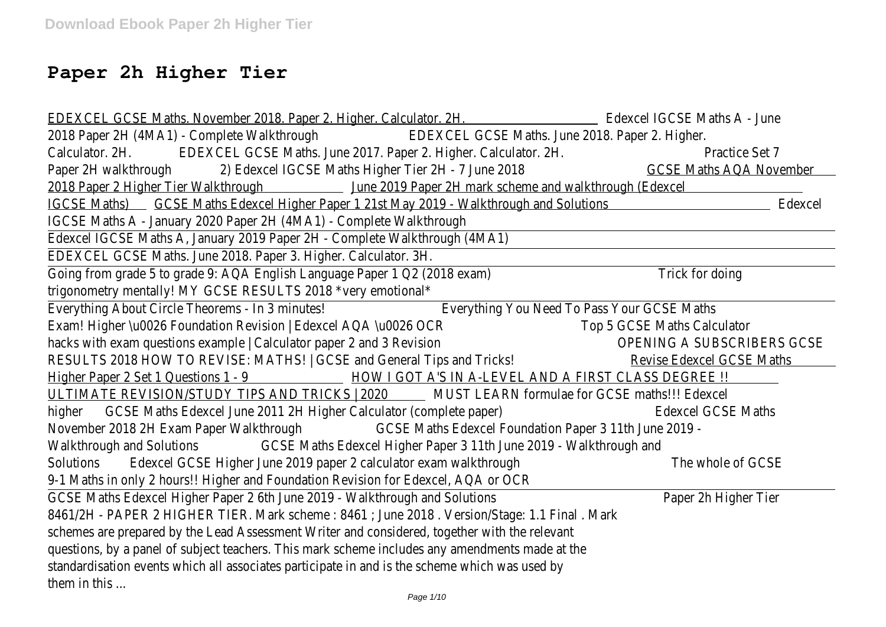# Paper 2h Higher Tier

EDEXCEL GCSE Maths. November 2018. Paper 2. Higher. Calculator. 2H. Edexcel IGCSE Maths A - June 2018 Paper 2H (4MA1) - Complete Walkthrough EDEXCEL GCSE Maths. June 2018. Paper 2. Higher. Calculator. 2H. EDEXCEL GCSE Maths. June 2017. Paper 2. Higher. Calculator. 2H. Practice Set 7 Paper 2H walkthrough 2) Edexcel IGCSE Maths Higher Tier 2H - 7 June 2018 GCSE Maths AQA November 2018 Paper 2 Higher Tier Walkthrough June 2019 Paper 2H mark scheme and walkthrough (Edexcel IGCSE Maths) GCSE Maths Edexcel Higher Paper 1 21st May 2019 - Walkthrough and Solutions Edexcel IGCSE Maths A - January 2020 Paper 2H (4MA1) - Complete Walkthrough

Edexcel IGCSE Maths A, January 2019 Paper 2H - Complete Walkthrough (4MA1)

EDEXCEL GCSE Maths. June 2018. Paper 3. Higher. Calculator. 3H.

Going from grade 5 to grade 9: AQA English Language Paper 1 Q2 (2018 exam) Trick for doing trigonometry mentally! MY GCSE RESULTS 2018 *very emotional*

Everything About Circle Theorems - In 3 minutes! Everything You Need To Pass Your GCSE Maths Exam! Higher \u0026 Foundation Revision | Edexcel AQA \u0026 OCR Top 5 GCSE Maths Calculator hacks with exam questions example | Calculator paper 2 and 3 Revision OPENING A SUBSCRIBERS GCSE RESULTS 2018 HOW TO REVISE: MATHS! | GCSE and General Tips and Tricks! Revise Edexcel GCSE Maths Higher Paper 2 Set 1 Questions 1 - 9 HOW I GOT A'S IN A-LEVEL AND A FIRST CLASS DEGREE !! ULTIMATE REVISION/STUDY TIPS AND TRICKS | 2020 MUST LEARN formulae for GCSE maths!!! Edexcel higher GCSE Maths Edexcel June 2011 2H Higher Calculator (complete paper) Edexcel GCSE Maths November 2018 2H Exam Paper Walkthrough GCSE Maths Edexcel Foundation Paper 3 11th June 2019 - Walkthrough and Solutions GCSE Maths Edexcel Higher Paper 3 11th June 2019 - Walkthrough and Solutions Edexcel GCSE Higher June 2019 paper 2 calculator exam walkthrough The whole of GCSE 9-1 Maths in only 2 hours!! Higher and Foundation Revision for Edexcel, AQA or OCR

GCSE Maths Edexcel Higher Paper 2 6th June 2019 - Walkthrough and Solutions Paper 2h Higher Tier
8461/2H - PAPER 2 HIGHER TIER. Mark scheme : 8461 ; June 2018 . Version/Stage: 1.1 Final . Mark schemes are prepared by the Lead Assessment Writer and considered, together with the relevant questions, by a panel of subject teachers. This mark scheme includes any amendments made at the standardisation events which all associates participate in and is the scheme which was used by them in this ...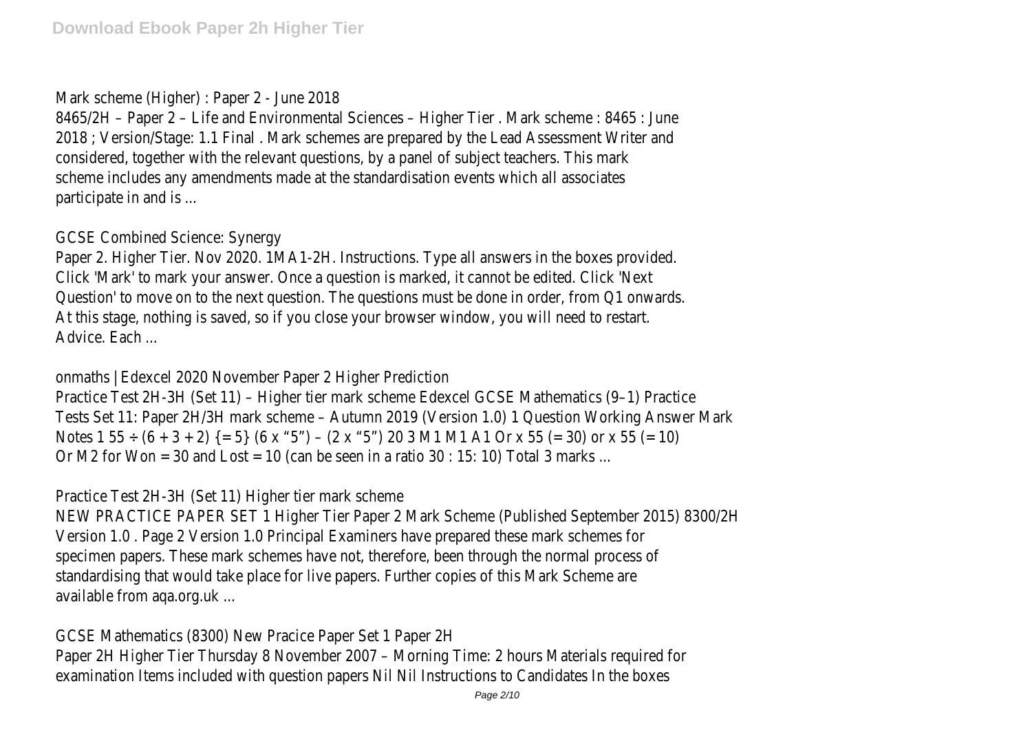Mark scheme (Higher) : Paper 2 - June 2018

8465/2H – Paper 2 – Life and Environmental Sciences – Higher Tier . Mark scheme : 8465 : June 2018 ; Version/Stage: 1.1 Final . Mark schemes are prepared by the Lead Assessment Writer and considered, together with the relevant questions, by a panel of subject teachers. This mark scheme includes any amendments made at the standardisation events which all associates participate in and is ...

GCSE Combined Science: Synergy

Paper 2. Higher Tier. Nov 2020. 1MA1-2H. Instructions. Type all answers in the boxes provided. Click 'Mark' to mark your answer. Once a question is marked, it cannot be edited. Click 'Next Question' to move on to the next question. The questions must be done in order, from Q1 onwards. At this stage, nothing is saved, so if you close your browser window, you will need to restart. Advice. Each ...

onmaths | Edexcel 2020 November Paper 2 Higher Prediction

Practice Test 2H-3H (Set 11) – Higher tier mark scheme Edexcel GCSE Mathematics (9–1) Practice Tests Set 11: Paper 2H/3H mark scheme – Autumn 2019 (Version 1.0) 1 Question Working Answer Mark Notes 1 55 ÷ (6 + 3 + 2) {= 5} (6 x "5") – (2 x "5") 20 3 M1 M1 A1 Or x 55 (= 30) or x 55 (= 10) Or M2 for Won = 30 and Lost = 10 (can be seen in a ratio 30 : 15: 10) Total 3 marks ...

Practice Test 2H-3H (Set 11) Higher tier mark scheme

NEW PRACTICE PAPER SET 1 Higher Tier Paper 2 Mark Scheme (Published September 2015) 8300/2H Version 1.0 . Page 2 Version 1.0 Principal Examiners have prepared these mark schemes for specimen papers. These mark schemes have not, therefore, been through the normal process of standardising that would take place for live papers. Further copies of this Mark Scheme are available from aqa.org.uk ...

GCSE Mathematics (8300) New Pracice Paper Set 1 Paper 2H

Paper 2H Higher Tier Thursday 8 November 2007 – Morning Time: 2 hours Materials required for examination Items included with question papers Nil Nil Instructions to Candidates In the boxes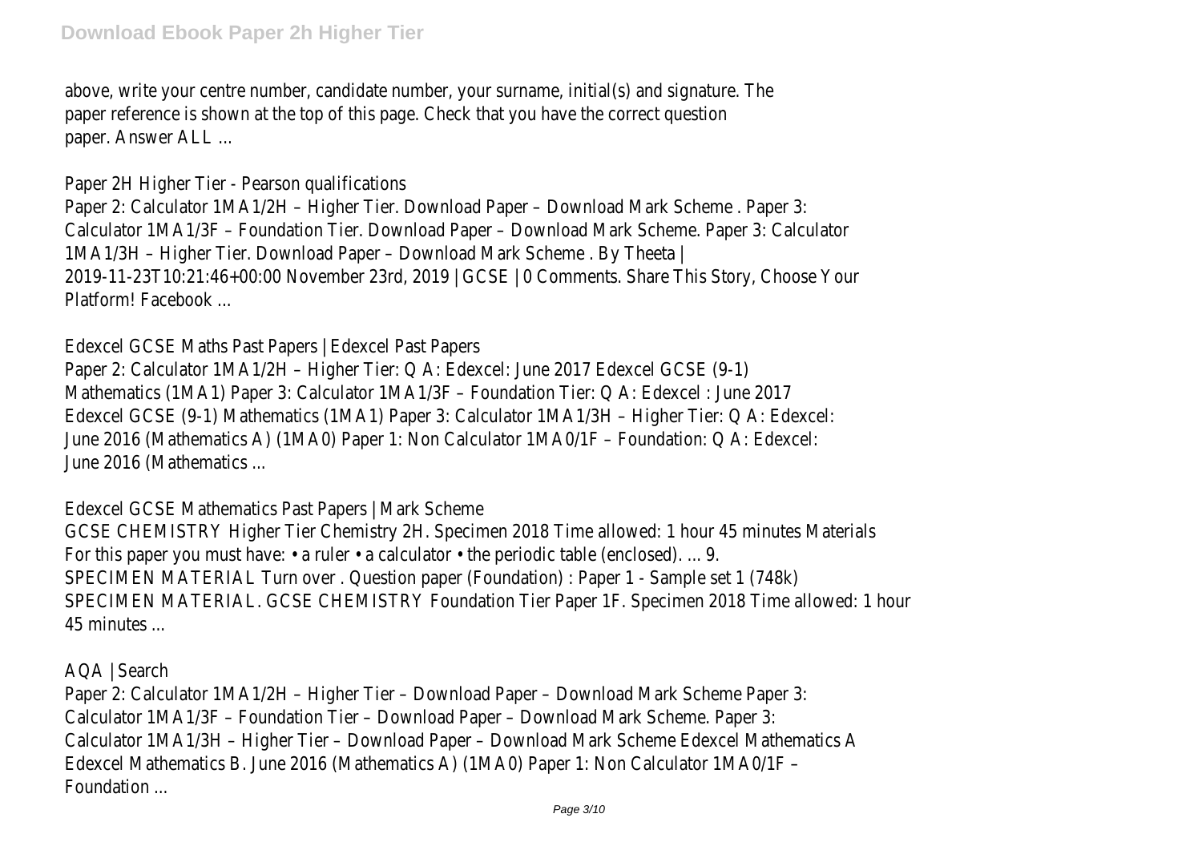above, write your centre number, candidate number, your surname, initial(s) and signature. The paper reference is shown at the top of this page. Check that you have the correct question paper. Answer ALL ...

## Paper 2H Higher Tier - Pearson qualifications

Paper 2: Calculator 1MA1/2H – Higher Tier. Download Paper – Download Mark Scheme . Paper 3: Calculator 1MA1/3F – Foundation Tier. Download Paper – Download Mark Scheme. Paper 3: Calculator 1MA1/3H – Higher Tier. Download Paper – Download Mark Scheme . By Theeta | 2019-11-23T10:21:46+00:00 November 23rd, 2019 | GCSE | 0 Comments. Share This Story, Choose Your Platform! Facebook ...

## Edexcel GCSE Maths Past Papers | Edexcel Past Papers

Paper 2: Calculator 1MA1/2H – Higher Tier: Q A: Edexcel: June 2017 Edexcel GCSE (9-1) Mathematics (1MA1) Paper 3: Calculator 1MA1/3F – Foundation Tier: Q A: Edexcel : June 2017 Edexcel GCSE (9-1) Mathematics (1MA1) Paper 3: Calculator 1MA1/3H – Higher Tier: Q A: Edexcel: June 2016 (Mathematics A) (1MA0) Paper 1: Non Calculator 1MA0/1F – Foundation: Q A: Edexcel: June 2016 (Mathematics ...

## Edexcel GCSE Mathematics Past Papers | Mark Scheme

GCSE CHEMISTRY Higher Tier Chemistry 2H. Specimen 2018 Time allowed: 1 hour 45 minutes Materials For this paper you must have: • a ruler • a calculator • the periodic table (enclosed). ... 9. SPECIMEN MATERIAL Turn over . Question paper (Foundation) : Paper 1 - Sample set 1 (748k) SPECIMEN MATERIAL. GCSE CHEMISTRY Foundation Tier Paper 1F. Specimen 2018 Time allowed: 1 hour 45 minutes ...

## AQA | Search

Paper 2: Calculator 1MA1/2H – Higher Tier – Download Paper – Download Mark Scheme Paper 3: Calculator 1MA1/3F – Foundation Tier – Download Paper – Download Mark Scheme. Paper 3: Calculator 1MA1/3H – Higher Tier – Download Paper – Download Mark Scheme Edexcel Mathematics A Edexcel Mathematics B. June 2016 (Mathematics A) (1MA0) Paper 1: Non Calculator 1MA0/1F – Foundation ...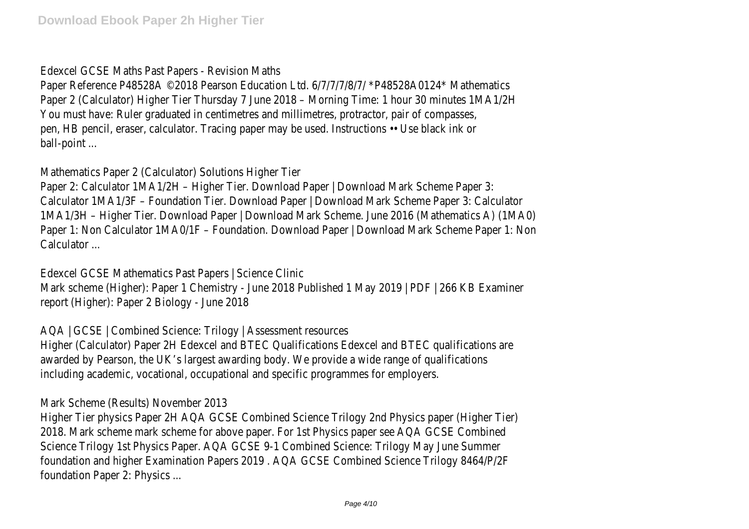Edexcel GCSE Maths Past Papers - Revision Maths

Paper Reference P48528A ©2018 Pearson Education Ltd. 6/7/7/7/8/7/ *P48528A0124* Mathematics Paper 2 (Calculator) Higher Tier Thursday 7 June 2018 – Morning Time: 1 hour 30 minutes 1MA1/2H You must have: Ruler graduated in centimetres and millimetres, protractor, pair of compasses, pen, HB pencil, eraser, calculator. Tracing paper may be used. Instructions •• Use black ink or ball-point ...

Mathematics Paper 2 (Calculator) Solutions Higher Tier

Paper 2: Calculator 1MA1/2H – Higher Tier. Download Paper | Download Mark Scheme Paper 3: Calculator 1MA1/3F – Foundation Tier. Download Paper | Download Mark Scheme Paper 3: Calculator 1MA1/3H – Higher Tier. Download Paper | Download Mark Scheme. June 2016 (Mathematics A) (1MA0) Paper 1: Non Calculator 1MA0/1F – Foundation. Download Paper | Download Mark Scheme Paper 1: Non Calculator ...

Edexcel GCSE Mathematics Past Papers | Science Clinic

Mark scheme (Higher): Paper 1 Chemistry - June 2018 Published 1 May 2019 | PDF | 266 KB Examiner report (Higher): Paper 2 Biology - June 2018

AQA | GCSE | Combined Science: Trilogy | Assessment resources

Higher (Calculator) Paper 2H Edexcel and BTEC Qualifications Edexcel and BTEC qualifications are awarded by Pearson, the UK's largest awarding body. We provide a wide range of qualifications including academic, vocational, occupational and specific programmes for employers.

Mark Scheme (Results) November 2013

Higher Tier physics Paper 2H AQA GCSE Combined Science Trilogy 2nd Physics paper (Higher Tier) 2018. Mark scheme mark scheme for above paper. For 1st Physics paper see AQA GCSE Combined Science Trilogy 1st Physics Paper. AQA GCSE 9-1 Combined Science: Trilogy May June Summer foundation and higher Examination Papers 2019 . AQA GCSE Combined Science Trilogy 8464/P/2F foundation Paper 2: Physics ...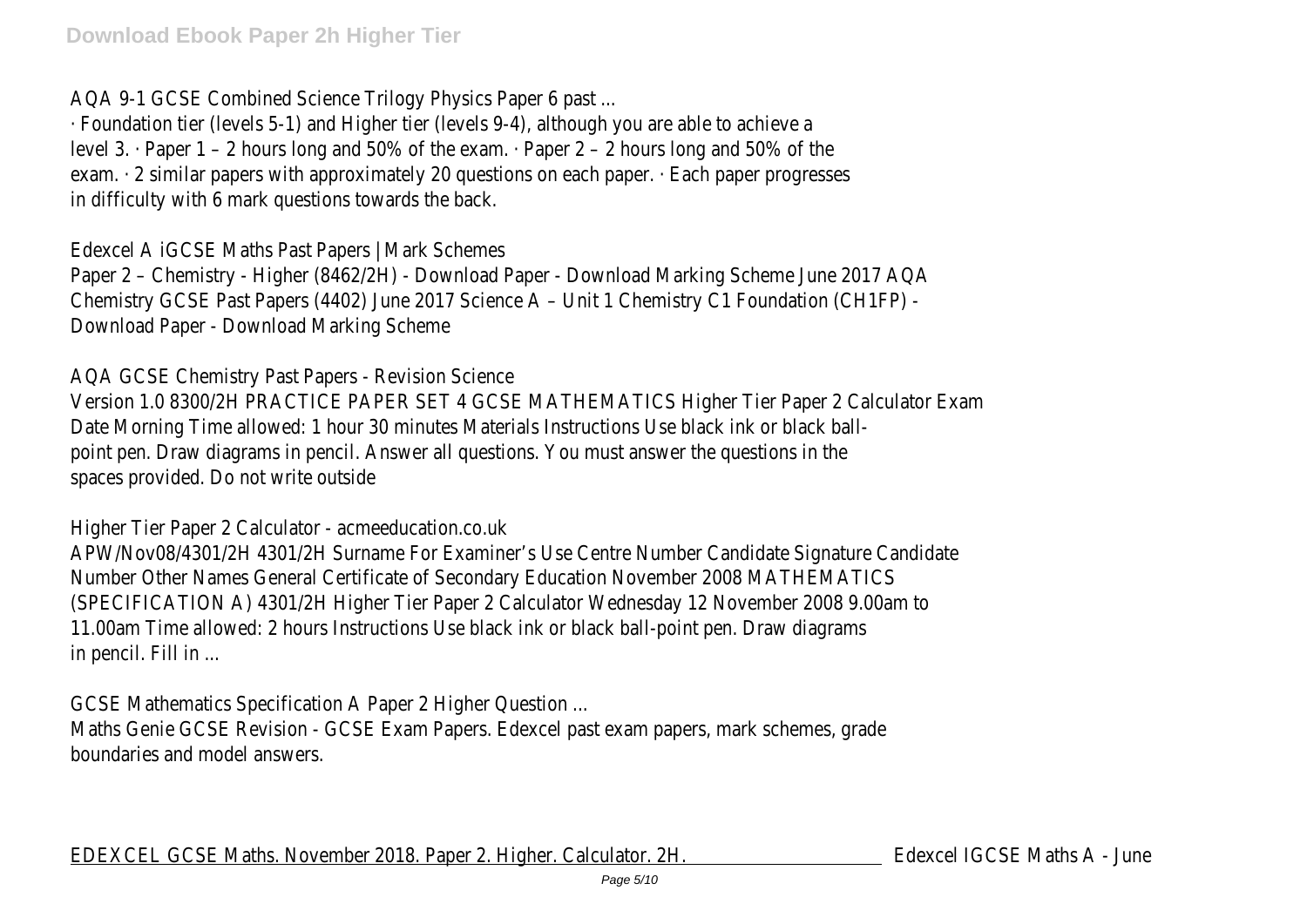AQA 9-1 GCSE Combined Science Trilogy Physics Paper 6 past ...

· Foundation tier (levels 5-1) and Higher tier (levels 9-4), although you are able to achieve a level 3. · Paper 1 – 2 hours long and 50% of the exam. · Paper 2 – 2 hours long and 50% of the exam. · 2 similar papers with approximately 20 questions on each paper. · Each paper progresses in difficulty with 6 mark questions towards the back.

Edexcel A iGCSE Maths Past Papers | Mark Schemes

Paper 2 – Chemistry - Higher (8462/2H) - Download Paper - Download Marking Scheme June 2017 AQA Chemistry GCSE Past Papers (4402) June 2017 Science A – Unit 1 Chemistry C1 Foundation (CH1FP) - Download Paper - Download Marking Scheme

AQA GCSE Chemistry Past Papers - Revision Science

Version 1.0 8300/2H PRACTICE PAPER SET 4 GCSE MATHEMATICS Higher Tier Paper 2 Calculator Exam Date Morning Time allowed: 1 hour 30 minutes Materials Instructions Use black ink or black ball-point pen. Draw diagrams in pencil. Answer all questions. You must answer the questions in the spaces provided. Do not write outside

Higher Tier Paper 2 Calculator - acmeeducation.co.uk

APW/Nov08/4301/2H 4301/2H Surname For Examiner's Use Centre Number Candidate Signature Candidate Number Other Names General Certificate of Secondary Education November 2008 MATHEMATICS (SPECIFICATION A) 4301/2H Higher Tier Paper 2 Calculator Wednesday 12 November 2008 9.00am to 11.00am Time allowed: 2 hours Instructions Use black ink or black ball-point pen. Draw diagrams in pencil. Fill in ...

GCSE Mathematics Specification A Paper 2 Higher Question ...

Maths Genie GCSE Revision - GCSE Exam Papers. Edexcel past exam papers, mark schemes, grade boundaries and model answers.

EDEXCEL GCSE Maths. November 2018. Paper 2. Higher. Calculator. 2H. Edexcel IGCSE Maths A - June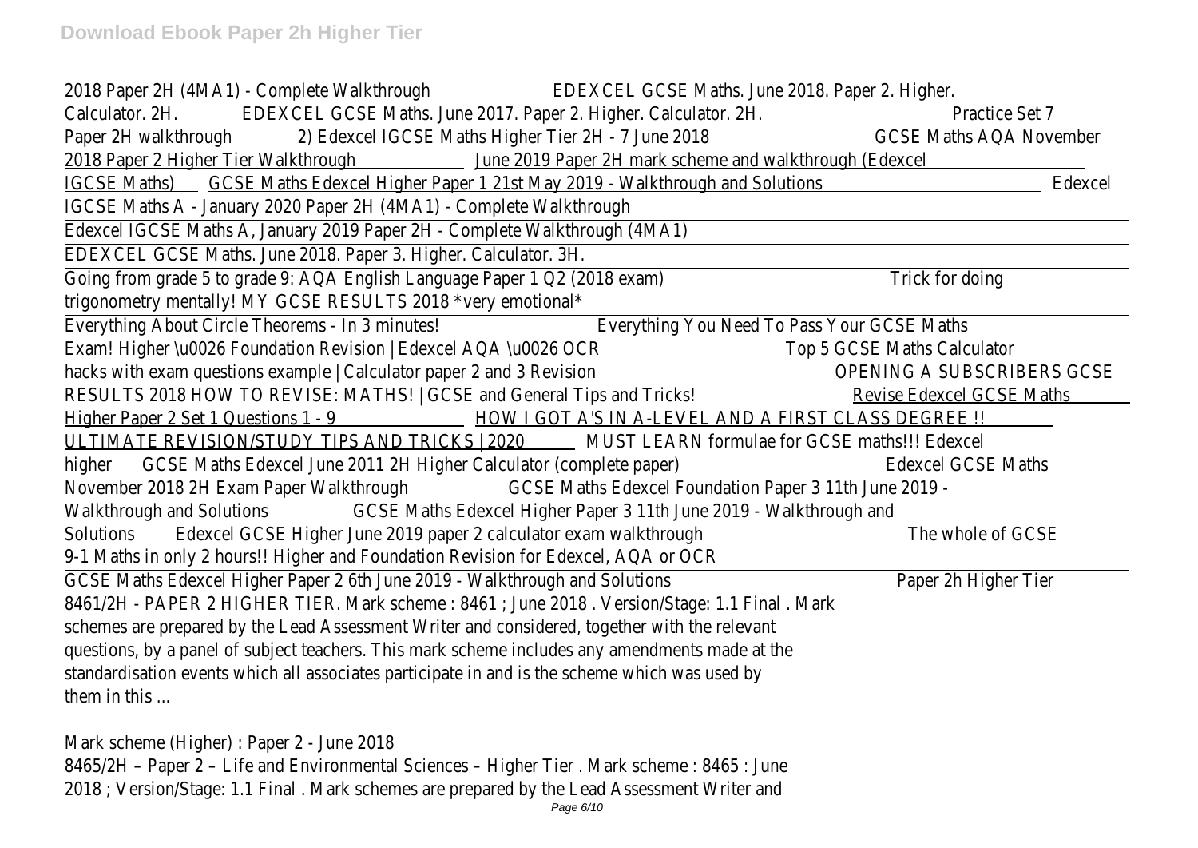2018 Paper 2H (4MA1) - Complete Walkthrough EDEXCEL GCSE Maths. June 2018. Paper 2. Higher. Calculator. 2H. EDEXCEL GCSE Maths. June 2017. Paper 2. Higher. Calculator. 2H. Practice Set 7 Paper 2H walkthrough 2) Edexcel IGCSE Maths Higher Tier 2H - 7 June 2018 GCSE Maths AQA November 2018 Paper 2 Higher Tier Walkthrough June 2019 Paper 2H mark scheme and walkthrough (Edexcel IGCSE Maths) GCSE Maths Edexcel Higher Paper 1 21st May 2019 - Walkthrough and Solutions Edexcel IGCSE Maths A - January 2020 Paper 2H (4MA1) - Complete Walkthrough

Edexcel IGCSE Maths A, January 2019 Paper 2H - Complete Walkthrough (4MA1)

EDEXCEL GCSE Maths. June 2018. Paper 3. Higher. Calculator. 3H.

Going from grade 5 to grade 9: AQA English Language Paper 1 Q2 (2018 exam) Trick for doing trigonometry mentally! MY GCSE RESULTS 2018 *very emotional*

Everything About Circle Theorems - In 3 minutes! Everything You Need To Pass Your GCSE Maths Exam! Higher \u0026 Foundation Revision | Edexcel AQA \u0026 OCR Top 5 GCSE Maths Calculator hacks with exam questions example | Calculator paper 2 and 3 Revision OPENING A SUBSCRIBERS GCSE RESULTS 2018 HOW TO REVISE: MATHS! | GCSE and General Tips and Tricks! Revise Edexcel GCSE Maths Higher Paper 2 Set 1 Questions 1 - 9 HOW I GOT A'S IN A-LEVEL AND A FIRST CLASS DEGREE !! ULTIMATE REVISION/STUDY TIPS AND TRICKS | 2020 MUST LEARN formulae for GCSE maths!!! Edexcel higher GCSE Maths Edexcel June 2011 2H Higher Calculator (complete paper) Edexcel GCSE Maths November 2018 2H Exam Paper Walkthrough GCSE Maths Edexcel Foundation Paper 3 11th June 2019 - Walkthrough and Solutions GCSE Maths Edexcel Higher Paper 3 11th June 2019 - Walkthrough and Solutions Edexcel GCSE Higher June 2019 paper 2 calculator exam walkthrough The whole of GCSE 9-1 Maths in only 2 hours!! Higher and Foundation Revision for Edexcel, AQA or OCR

GCSE Maths Edexcel Higher Paper 2 6th June 2019 - Walkthrough and Solutions Paper 2h Higher Tier 8461/2H - PAPER 2 HIGHER TIER. Mark scheme : 8461 ; June 2018 . Version/Stage: 1.1 Final . Mark schemes are prepared by the Lead Assessment Writer and considered, together with the relevant questions, by a panel of subject teachers. This mark scheme includes any amendments made at the standardisation events which all associates participate in and is the scheme which was used by them in this ...

Mark scheme (Higher) : Paper 2 - June 2018

8465/2H – Paper 2 – Life and Environmental Sciences – Higher Tier . Mark scheme : 8465 : June 2018 ; Version/Stage: 1.1 Final . Mark schemes are prepared by the Lead Assessment Writer and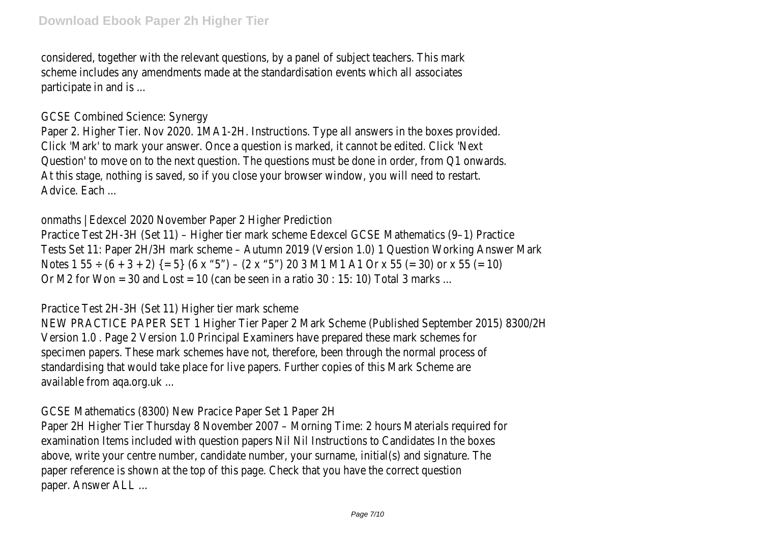considered, together with the relevant questions, by a panel of subject teachers. This mark scheme includes any amendments made at the standardisation events which all associates participate in and is ...

GCSE Combined Science: Synergy

Paper 2. Higher Tier. Nov 2020. 1MA1-2H. Instructions. Type all answers in the boxes provided. Click 'Mark' to mark your answer. Once a question is marked, it cannot be edited. Click 'Next Question' to move on to the next question. The questions must be done in order, from Q1 onwards. At this stage, nothing is saved, so if you close your browser window, you will need to restart. Advice. Each ...

onmaths | Edexcel 2020 November Paper 2 Higher Prediction

Practice Test 2H-3H (Set 11) – Higher tier mark scheme Edexcel GCSE Mathematics (9–1) Practice Tests Set 11: Paper 2H/3H mark scheme – Autumn 2019 (Version 1.0) 1 Question Working Answer Mark Notes 1 55 ÷ (6 + 3 + 2) {= 5} (6 x "5") – (2 x "5") 20 3 M1 M1 A1 Or x 55 (= 30) or x 55 (= 10) Or M2 for Won = 30 and Lost = 10 (can be seen in a ratio 30 : 15: 10) Total 3 marks ...

Practice Test 2H-3H (Set 11) Higher tier mark scheme

NEW PRACTICE PAPER SET 1 Higher Tier Paper 2 Mark Scheme (Published September 2015) 8300/2H Version 1.0 . Page 2 Version 1.0 Principal Examiners have prepared these mark schemes for specimen papers. These mark schemes have not, therefore, been through the normal process of standardising that would take place for live papers. Further copies of this Mark Scheme are available from aqa.org.uk ...

GCSE Mathematics (8300) New Pracice Paper Set 1 Paper 2H

Paper 2H Higher Tier Thursday 8 November 2007 – Morning Time: 2 hours Materials required for examination Items included with question papers Nil Nil Instructions to Candidates In the boxes above, write your centre number, candidate number, your surname, initial(s) and signature. The paper reference is shown at the top of this page. Check that you have the correct question paper. Answer ALL ...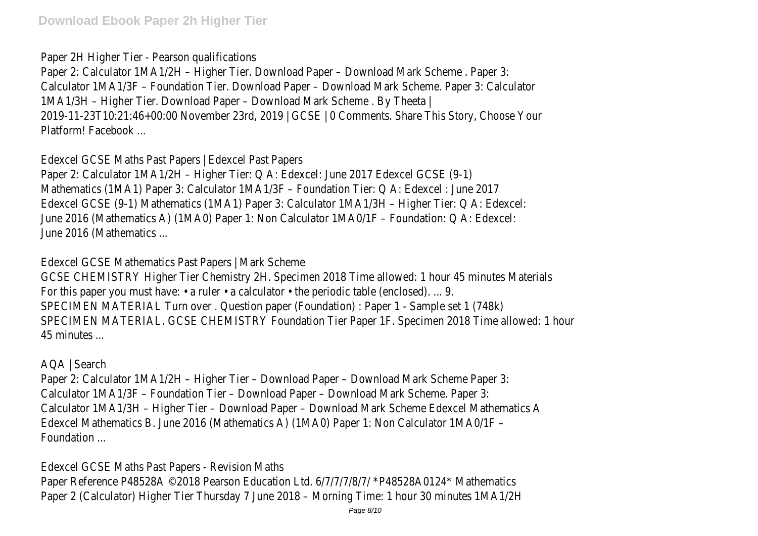Paper 2H Higher Tier - Pearson qualifications

Paper 2: Calculator 1MA1/2H – Higher Tier. Download Paper – Download Mark Scheme . Paper 3: Calculator 1MA1/3F – Foundation Tier. Download Paper – Download Mark Scheme. Paper 3: Calculator 1MA1/3H – Higher Tier. Download Paper – Download Mark Scheme . By Theeta | 2019-11-23T10:21:46+00:00 November 23rd, 2019 | GCSE | 0 Comments. Share This Story, Choose Your Platform! Facebook ...

Edexcel GCSE Maths Past Papers | Edexcel Past Papers

Paper 2: Calculator 1MA1/2H – Higher Tier: Q A: Edexcel: June 2017 Edexcel GCSE (9-1) Mathematics (1MA1) Paper 3: Calculator 1MA1/3F – Foundation Tier: Q A: Edexcel : June 2017 Edexcel GCSE (9-1) Mathematics (1MA1) Paper 3: Calculator 1MA1/3H – Higher Tier: Q A: Edexcel: June 2016 (Mathematics A) (1MA0) Paper 1: Non Calculator 1MA0/1F – Foundation: Q A: Edexcel: June 2016 (Mathematics ...

Edexcel GCSE Mathematics Past Papers | Mark Scheme

GCSE CHEMISTRY Higher Tier Chemistry 2H. Specimen 2018 Time allowed: 1 hour 45 minutes Materials For this paper you must have: • a ruler • a calculator • the periodic table (enclosed). ... 9. SPECIMEN MATERIAL Turn over . Question paper (Foundation) : Paper 1 - Sample set 1 (748k) SPECIMEN MATERIAL. GCSE CHEMISTRY Foundation Tier Paper 1F. Specimen 2018 Time allowed: 1 hour 45 minutes ...

AQA | Search

Paper 2: Calculator 1MA1/2H – Higher Tier – Download Paper – Download Mark Scheme Paper 3: Calculator 1MA1/3F – Foundation Tier – Download Paper – Download Mark Scheme. Paper 3: Calculator 1MA1/3H – Higher Tier – Download Paper – Download Mark Scheme Edexcel Mathematics A Edexcel Mathematics B. June 2016 (Mathematics A) (1MA0) Paper 1: Non Calculator 1MA0/1F – Foundation ...

Edexcel GCSE Maths Past Papers - Revision Maths

Paper Reference P48528A ©2018 Pearson Education Ltd. 6/7/7/7/8/7/ *P48528A0124* Mathematics Paper 2 (Calculator) Higher Tier Thursday 7 June 2018 – Morning Time: 1 hour 30 minutes 1MA1/2H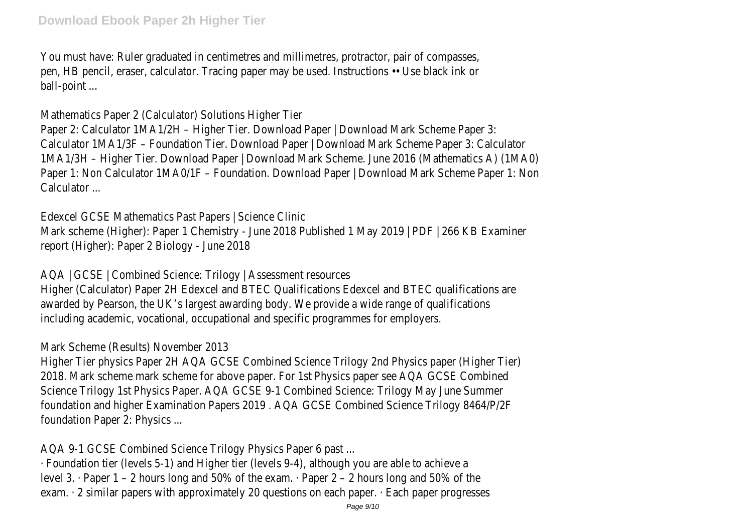You must have: Ruler graduated in centimetres and millimetres, protractor, pair of compasses, pen, HB pencil, eraser, calculator. Tracing paper may be used. Instructions •• Use black ink or ball-point ...

Mathematics Paper 2 (Calculator) Solutions Higher Tier

Paper 2: Calculator 1MA1/2H – Higher Tier. Download Paper | Download Mark Scheme Paper 3: Calculator 1MA1/3F – Foundation Tier. Download Paper | Download Mark Scheme Paper 3: Calculator 1MA1/3H – Higher Tier. Download Paper | Download Mark Scheme. June 2016 (Mathematics A) (1MA0) Paper 1: Non Calculator 1MA0/1F – Foundation. Download Paper | Download Mark Scheme Paper 1: Non Calculator ...

Edexcel GCSE Mathematics Past Papers | Science Clinic

Mark scheme (Higher): Paper 1 Chemistry - June 2018 Published 1 May 2019 | PDF | 266 KB Examiner report (Higher): Paper 2 Biology - June 2018

AQA | GCSE | Combined Science: Trilogy | Assessment resources

Higher (Calculator) Paper 2H Edexcel and BTEC Qualifications Edexcel and BTEC qualifications are awarded by Pearson, the UK's largest awarding body. We provide a wide range of qualifications including academic, vocational, occupational and specific programmes for employers.

Mark Scheme (Results) November 2013

Higher Tier physics Paper 2H AQA GCSE Combined Science Trilogy 2nd Physics paper (Higher Tier) 2018. Mark scheme mark scheme for above paper. For 1st Physics paper see AQA GCSE Combined Science Trilogy 1st Physics Paper. AQA GCSE 9-1 Combined Science: Trilogy May June Summer foundation and higher Examination Papers 2019 . AQA GCSE Combined Science Trilogy 8464/P/2F foundation Paper 2: Physics ...

AQA 9-1 GCSE Combined Science Trilogy Physics Paper 6 past ...

· Foundation tier (levels 5-1) and Higher tier (levels 9-4), although you are able to achieve a level 3. · Paper 1 – 2 hours long and 50% of the exam. · Paper 2 – 2 hours long and 50% of the exam. · 2 similar papers with approximately 20 questions on each paper. · Each paper progresses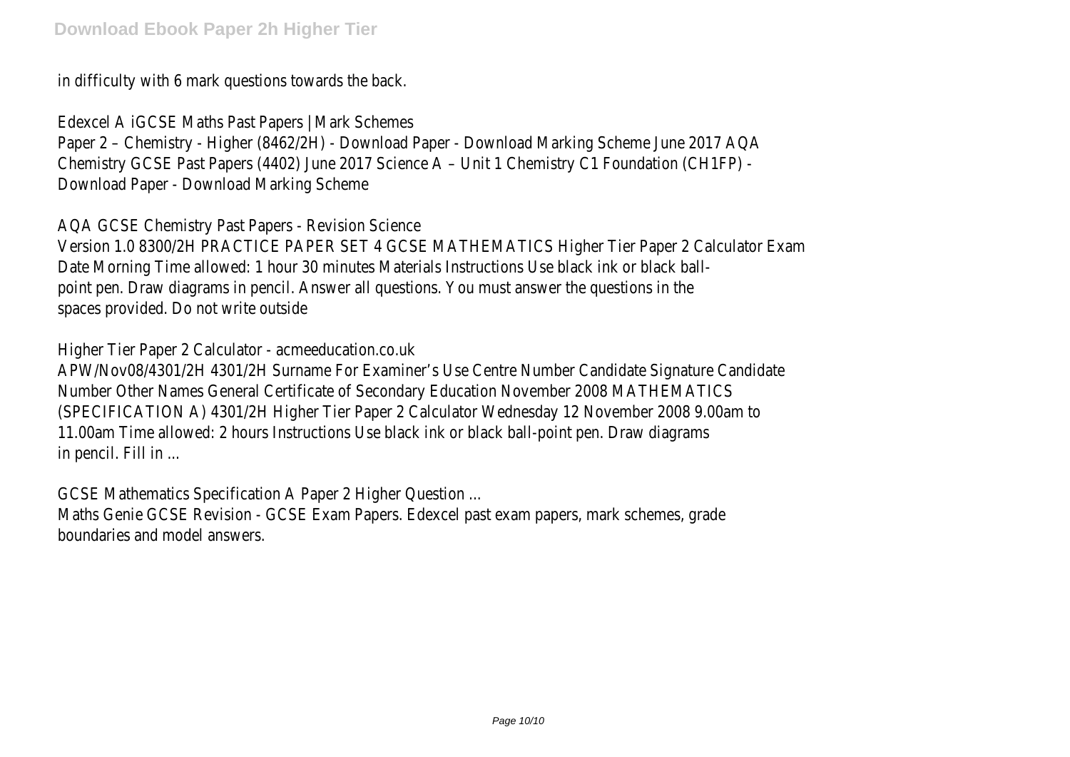in difficulty with 6 mark questions towards the back.

Edexcel A iGCSE Maths Past Papers | Mark Schemes
Paper 2 – Chemistry - Higher (8462/2H) - Download Paper - Download Marking Scheme June 2017 AQA Chemistry GCSE Past Papers (4402) June 2017 Science A – Unit 1 Chemistry C1 Foundation (CH1FP) - Download Paper - Download Marking Scheme

AQA GCSE Chemistry Past Papers - Revision Science
Version 1.0 8300/2H PRACTICE PAPER SET 4 GCSE MATHEMATICS Higher Tier Paper 2 Calculator Exam Date Morning Time allowed: 1 hour 30 minutes Materials Instructions Use black ink or black ball-point pen. Draw diagrams in pencil. Answer all questions. You must answer the questions in the spaces provided. Do not write outside

Higher Tier Paper 2 Calculator - acmeeducation.co.uk
APW/Nov08/4301/2H 4301/2H Surname For Examiner's Use Centre Number Candidate Signature Candidate Number Other Names General Certificate of Secondary Education November 2008 MATHEMATICS (SPECIFICATION A) 4301/2H Higher Tier Paper 2 Calculator Wednesday 12 November 2008 9.00am to 11.00am Time allowed: 2 hours Instructions Use black ink or black ball-point pen. Draw diagrams in pencil. Fill in ...

GCSE Mathematics Specification A Paper 2 Higher Question ...
Maths Genie GCSE Revision - GCSE Exam Papers. Edexcel past exam papers, mark schemes, grade boundaries and model answers.